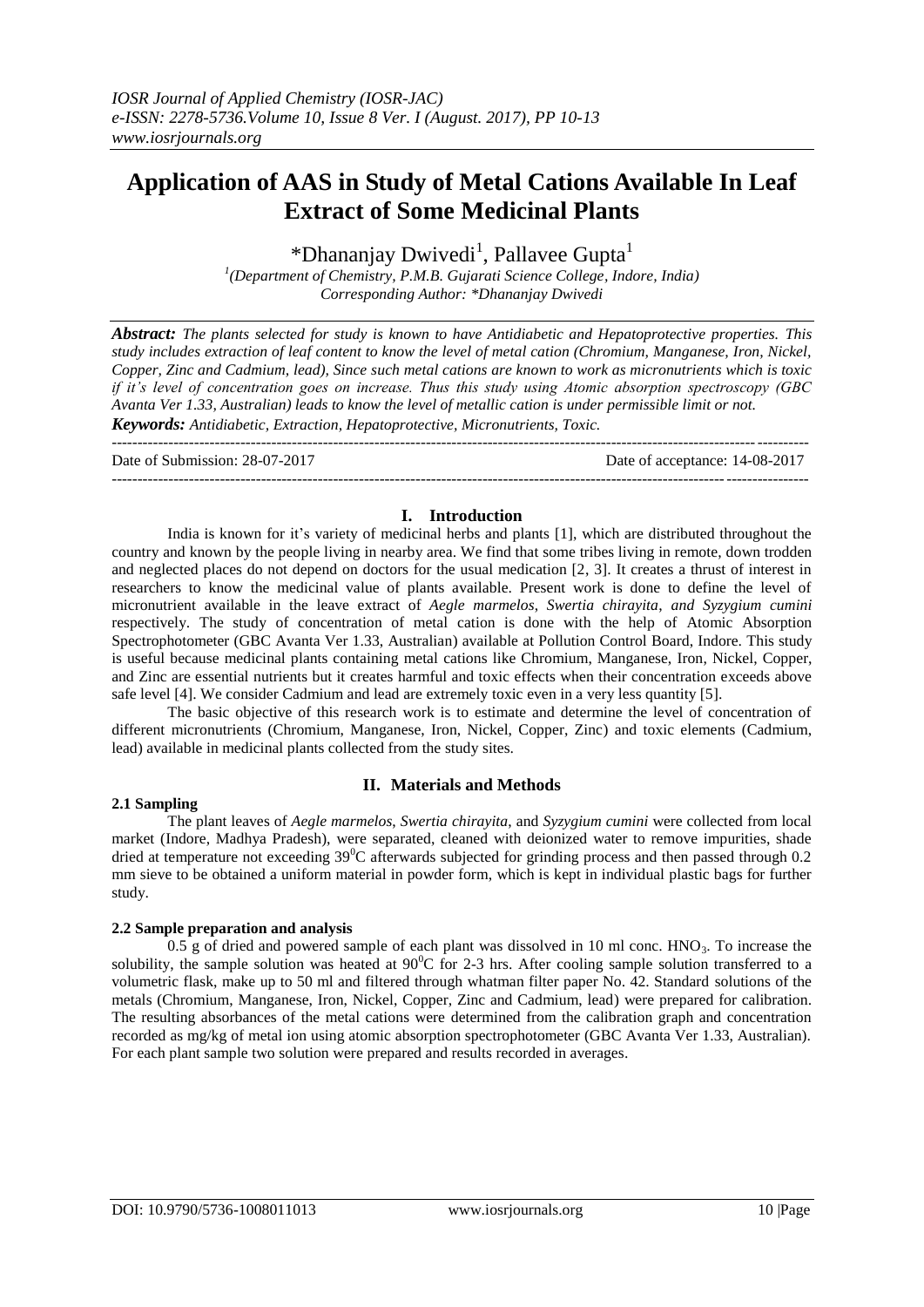# Application of AAS in Study of Metal Cations Available In Leaf Extract of Some Medicinal Plants

\*Dhananjay Dwivedi[1], Pallavee Gupta[1]

[1](Department of Chemistry, P.M.B. Gujarati Science College, Indore, India)
Corresponding Author: \*Dhananjay Dwivedi

***Abstract:*** *The plants selected for study is known to have Antidiabetic and Hepatoprotective properties. This study includes extraction of leaf content to know the level of metal cation (Chromium, Manganese, Iron, Nickel, Copper, Zinc and Cadmium, lead), Since such metal cations are known to work as micronutrients which is toxic if it's level of concentration goes on increase. Thus this study using Atomic absorption spectroscopy (GBC Avanta Ver 1.33, Australian) leads to know the level of metallic cation is under permissible limit or not.*

***Keywords:*** *Antidiabetic, Extraction, Hepatoprotective, Micronutrients, Toxic.*

---

Date of Submission: 28-07-2017 Date of acceptance: 14-08-2017

---

## I. Introduction

India is known for it's variety of medicinal herbs and plants [1], which are distributed throughout the country and known by the people living in nearby area. We find that some tribes living in remote, down trodden and neglected places do not depend on doctors for the usual medication [2, 3]. It creates a thrust of interest in researchers to know the medicinal value of plants available. Present work is done to define the level of micronutrient available in the leave extract of *Aegle marmelos*, *Swertia chirayita*, *and Syzygium cumini* respectively. The study of concentration of metal cation is done with the help of Atomic Absorption Spectrophotometer (GBC Avanta Ver 1.33, Australian) available at Pollution Control Board, Indore. This study is useful because medicinal plants containing metal cations like Chromium, Manganese, Iron, Nickel, Copper, and Zinc are essential nutrients but it creates harmful and toxic effects when their concentration exceeds above safe level [4]. We consider Cadmium and lead are extremely toxic even in a very less quantity [5].

The basic objective of this research work is to estimate and determine the level of concentration of different micronutrients (Chromium, Manganese, Iron, Nickel, Copper, Zinc) and toxic elements (Cadmium, lead) available in medicinal plants collected from the study sites.

## II. Materials and Methods

### 2.1 Sampling

The plant leaves of *Aegle marmelos*, *Swertia chirayita*, and *Syzygium cumini* were collected from local market (Indore, Madhya Pradesh), were separated, cleaned with deionized water to remove impurities, shade dried at temperature not exceeding $39^0C$ afterwards subjected for grinding process and then passed through 0.2 mm sieve to be obtained a uniform material in powder form, which is kept in individual plastic bags for further study.

### 2.2 Sample preparation and analysis

0.5 g of dried and powered sample of each plant was dissolved in 10 ml conc. $HNO_3$. To increase the solubility, the sample solution was heated at $90^0C$ for 2-3 hrs. After cooling sample solution transferred to a volumetric flask, make up to 50 ml and filtered through whatman filter paper No. 42. Standard solutions of the metals (Chromium, Manganese, Iron, Nickel, Copper, Zinc and Cadmium, lead) were prepared for calibration. The resulting absorbances of the metal cations were determined from the calibration graph and concentration recorded as mg/kg of metal ion using atomic absorption spectrophotometer (GBC Avanta Ver 1.33, Australian). For each plant sample two solution were prepared and results recorded in averages.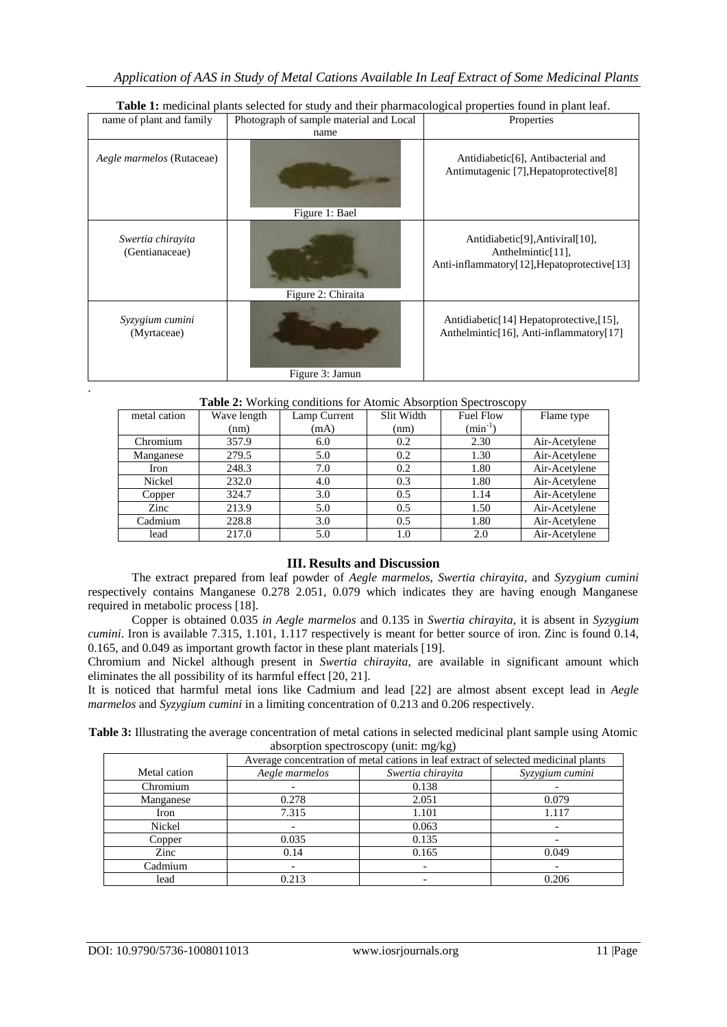**Table 1:** medicinal plants selected for study and their pharmacological properties found in plant leaf.

| name of plant and family | Photograph of sample material and Local name | Properties |
|---|---|---|
| *Aegle marmelos* (Rutaceae) | Figure 1: Bael | Antidiabetic[6], Antibacterial and Antimutagenic [7],Hepatoprotective[8] |
| *Swertia chirayita* (Gentianaceae) | Figure 2: Chiraita | Antidiabetic[9],Antiviral[10], Anthelmintic[11], Anti-inflammatory[12],Hepatoprotective[13] |
| *Syzygium cumini* (Myrtaceae) | Figure 3: Jamun | Antidiabetic[14] Hepatoprotective,[15], Anthelmintic[16], Anti-inflammatory[17] |

.

**Table 2:** Working conditions for Atomic Absorption Spectroscopy

| metal cation | Wave length (nm) | Lamp Current (mA) | Slit Width (nm) | Fuel Flow ($min^{-1}$) | Flame type |
|---|---|---|---|---|---|
| Chromium | 357.9 | 6.0 | 0.2 | 2.30 | Air-Acetylene |
| Manganese | 279.5 | 5.0 | 0.2 | 1.30 | Air-Acetylene |
| Iron | 248.3 | 7.0 | 0.2 | 1.80 | Air-Acetylene |
| Nickel | 232.0 | 4.0 | 0.3 | 1.80 | Air-Acetylene |
| Copper | 324.7 | 3.0 | 0.5 | 1.14 | Air-Acetylene |
| Zinc | 213.9 | 5.0 | 0.5 | 1.50 | Air-Acetylene |
| Cadmium | 228.8 | 3.0 | 0.5 | 1.80 | Air-Acetylene |
| lead | 217.0 | 5.0 | 1.0 | 2.0 | Air-Acetylene |

## III. Results and Discussion

The extract prepared from leaf powder of *Aegle marmelos*, *Swertia chirayita*, and *Syzygium cumini* respectively contains Manganese 0.278 2.051, 0.079 which indicates they are having enough Manganese required in metabolic process [18].

Copper is obtained 0.035 *in Aegle marmelos* and 0.135 in *Swertia chirayita*, it is absent in *Syzygium cumini*. Iron is available 7.315, 1.101, 1.117 respectively is meant for better source of iron. Zinc is found 0.14, 0.165, and 0.049 as important growth factor in these plant materials [19].

Chromium and Nickel although present in *Swertia chirayita*, are available in significant amount which eliminates the all possibility of its harmful effect [20, 21].

It is noticed that harmful metal ions like Cadmium and lead [22] are almost absent except lead in *Aegle marmelos* and *Syzygium cumini* in a limiting concentration of 0.213 and 0.206 respectively.

**Table 3:** Illustrating the average concentration of metal cations in selected medicinal plant sample using Atomic absorption spectroscopy (unit: mg/kg)

| | Average concentration of metal cations in leaf extract of selected medicinal plants | | |
|---|---|---|---|
| Metal cation | *Aegle marmelos* | *Swertia chirayita* | *Syzygium cumini* |
| Chromium | - | 0.138 | - |
| Manganese | 0.278 | 2.051 | 0.079 |
| Iron | 7.315 | 1.101 | 1.117 |
| Nickel | - | 0.063 | - |
| Copper | 0.035 | 0.135 | - |
| Zinc | 0.14 | 0.165 | 0.049 |
| Cadmium | - | - | - |
| lead | 0.213 | - | 0.206 |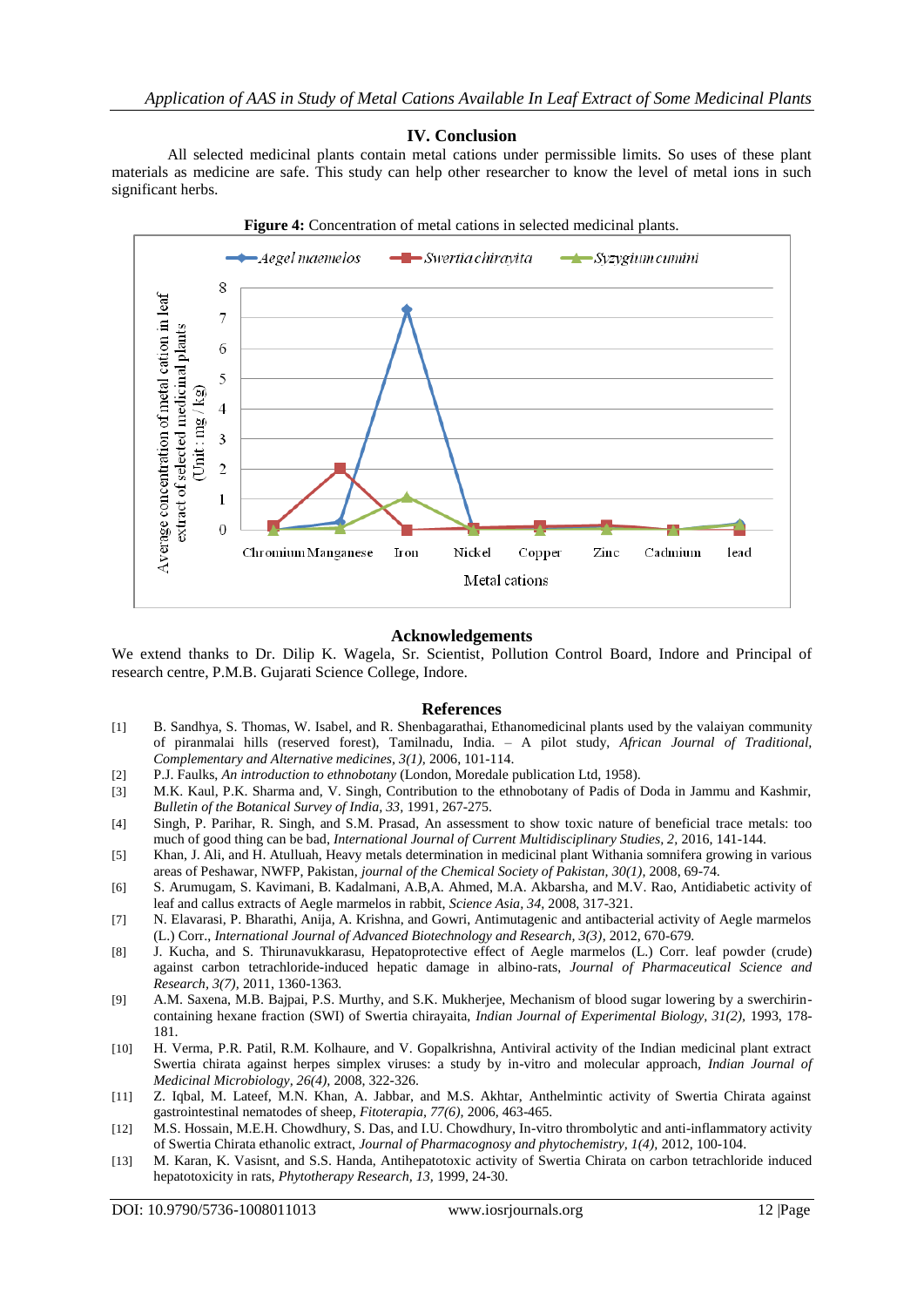## IV. Conclusion

All selected medicinal plants contain metal cations under permissible limits. So uses of these plant materials as medicine are safe. This study can help other researcher to know the level of metal ions in such significant herbs.

**Figure 4:** Concentration of metal cations in selected medicinal plants.

## Acknowledgements

We extend thanks to Dr. Dilip K. Wagela, Sr. Scientist, Pollution Control Board, Indore and Principal of research centre, P.M.B. Gujarati Science College, Indore.

## References

[1] B. Sandhya, S. Thomas, W. Isabel, and R. Shenbagarathai, Ethanomedicinal plants used by the valaiyan community of piranmalai hills (reserved forest), Tamilnadu, India. – A pilot study, *African Journal of Traditional, Complementary and Alternative medicines, 3(1)*, 2006, 101-114.

[2] P.J. Faulks, *An introduction to ethnobotany* (London, Moredale publication Ltd, 1958).

[3] M.K. Kaul, P.K. Sharma and, V. Singh, Contribution to the ethnobotany of Padis of Doda in Jammu and Kashmir, *Bulletin of the Botanical Survey of India, 33*, 1991, 267-275.

[4] Singh, P. Parihar, R. Singh, and S.M. Prasad, An assessment to show toxic nature of beneficial trace metals: too much of good thing can be bad, *International Journal of Current Multidisciplinary Studies, 2*, 2016, 141-144.

[5] Khan, J. Ali, and H. Atulluah, Heavy metals determination in medicinal plant Withania somnifera growing in various areas of Peshawar, NWFP, Pakistan, *journal of the Chemical Society of Pakistan, 30(1)*, 2008, 69-74.

[6] S. Arumugam, S. Kavimani, B. Kadalmani, A.B,A. Ahmed, M.A. Akbarsha, and M.V. Rao, Antidiabetic activity of leaf and callus extracts of Aegle marmelos in rabbit, *Science Asia, 34*, 2008, 317-321.

[7] N. Elavarasi, P. Bharathi, Anija, A. Krishna, and Gowri, Antimutagenic and antibacterial activity of Aegle marmelos (L.) Corr., *International Journal of Advanced Biotechnology and Research, 3(3)*, 2012, 670-679.

[8] J. Kucha, and S. Thirunavukkarasu, Hepatoprotective effect of Aegle marmelos (L.) Corr. leaf powder (crude) against carbon tetrachloride-induced hepatic damage in albino-rats, *Journal of Pharmaceutical Science and Research, 3(7)*, 2011, 1360-1363.

[9] A.M. Saxena, M.B. Bajpai, P.S. Murthy, and S.K. Mukherjee, Mechanism of blood sugar lowering by a swerchirin-containing hexane fraction (SWI) of Swertia chirayaita, *Indian Journal of Experimental Biology, 31(2)*, 1993, 178-181.

[10] H. Verma, P.R. Patil, R.M. Kolhaure, and V. Gopalkrishna, Antiviral activity of the Indian medicinal plant extract Swertia chirata against herpes simplex viruses: a study by in-vitro and molecular approach, *Indian Journal of Medicinal Microbiology, 26(4)*, 2008, 322-326.

[11] Z. Iqbal, M. Lateef, M.N. Khan, A. Jabbar, and M.S. Akhtar, Anthelmintic activity of Swertia Chirata against gastrointestinal nematodes of sheep, *Fitoterapia, 77(6)*, 2006, 463-465.

[12] M.S. Hossain, M.E.H. Chowdhury, S. Das, and I.U. Chowdhury, In-vitro thrombolytic and anti-inflammatory activity of Swertia Chirata ethanolic extract, *Journal of Pharmacognosy and phytochemistry, 1(4)*, 2012, 100-104.

[13] M. Karan, K. Vasisnt, and S.S. Handa, Antihepatotoxic activity of Swertia Chirata on carbon tetrachloride induced hepatotoxicity in rats, *Phytotherapy Research, 13*, 1999, 24-30.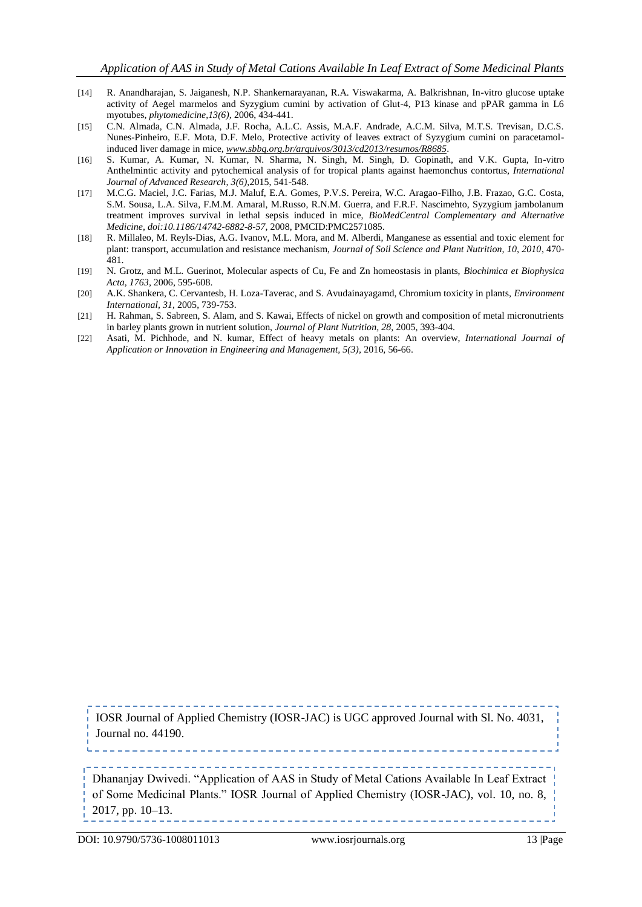[14] R. Anandharajan, S. Jaiganesh, N.P. Shankernarayanan, R.A. Viswakarma, A. Balkrishnan, In-vitro glucose uptake activity of Aegel marmelos and Syzygium cumini by activation of Glut-4, P13 kinase and pPAR gamma in L6 myotubes, *phytomedicine,13(6),* 2006, 434-441.

[15] C.N. Almada, C.N. Almada, J.F. Rocha, A.L.C. Assis, M.A.F. Andrade, A.C.M. Silva, M.T.S. Trevisan, D.C.S. Nunes-Pinheiro, E.F. Mota, D.F. Melo, Protective activity of leaves extract of Syzygium cumini on paracetamol-induced liver damage in mice, *www.sbbq.org.br/arquivos/3013/cd2013/resumos/R8685*.

[16] S. Kumar, A. Kumar, N. Kumar, N. Sharma, N. Singh, M. Singh, D. Gopinath, and V.K. Gupta, In-vitro Anthelmintic activity and pytochemical analysis of for tropical plants against haemonchus contortus, *International Journal of Advanced Research, 3(6),*2015, 541-548.

[17] M.C.G. Maciel, J.C. Farias, M.J. Maluf, E.A. Gomes, P.V.S. Pereira, W.C. Aragao-Filho, J.B. Frazao, G.C. Costa, S.M. Sousa, L.A. Silva, F.M.M. Amaral, M.Russo, R.N.M. Guerra, and F.R.F. Nascimehto, Syzygium jambolanum treatment improves survival in lethal sepsis induced in mice, *BioMedCentral Complementary and Alternative Medicine, doi:10.1186/14742-6882-8-57,* 2008, PMCID:PMC2571085.

[18] R. Millaleo, M. Reyls-Dias, A.G. Ivanov, M.L. Mora, and M. Alberdi, Manganese as essential and toxic element for plant: transport, accumulation and resistance mechanism, *Journal of Soil Science and Plant Nutrition, 10, 2010*, 470-481.

[19] N. Grotz, and M.L. Guerinot, Molecular aspects of Cu, Fe and Zn homeostasis in plants, *Biochimica et Biophysica Acta, 1763*, 2006, 595-608.

[20] A.K. Shankera, C. Cervantesb, H. Loza-Taverac, and S. Avudainayagamd, Chromium toxicity in plants, *Environment International, 31*, 2005, 739-753.

[21] H. Rahman, S. Sabreen, S. Alam, and S. Kawai, Effects of nickel on growth and composition of metal micronutrients in barley plants grown in nutrient solution, *Journal of Plant Nutrition, 28*, 2005, 393-404.

[22] Asati, M. Pichhode, and N. kumar, Effect of heavy metals on plants: An overview, *International Journal of Application or Innovation in Engineering and Management, 5(3),* 2016, 56-66.

IOSR Journal of Applied Chemistry (IOSR-JAC) is UGC approved Journal with Sl. No. 4031, Journal no. 44190.

Dhananjay Dwivedi. "Application of AAS in Study of Metal Cations Available In Leaf Extract of Some Medicinal Plants." IOSR Journal of Applied Chemistry (IOSR-JAC), vol. 10, no. 8, 2017, pp. 10–13.